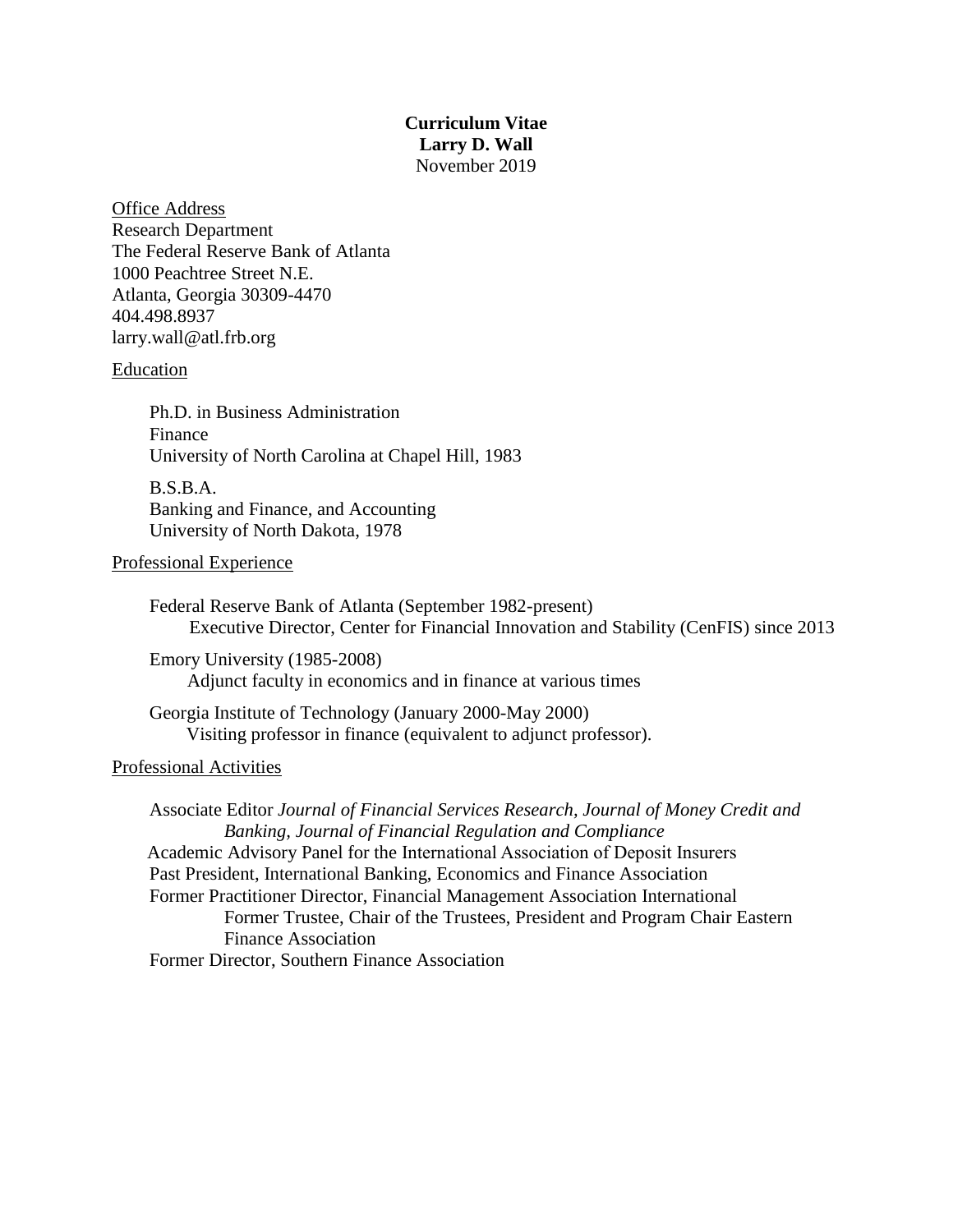**Curriculum Vitae**
**Larry D. Wall**
November 2019

## Office Address

Research Department
The Federal Reserve Bank of Atlanta
1000 Peachtree Street N.E.
Atlanta, Georgia 30309-4470
404.498.8937
larry.wall@atl.frb.org

## Education

Ph.D. in Business Administration
Finance
University of North Carolina at Chapel Hill, 1983

B.S.B.A.
Banking and Finance, and Accounting
University of North Dakota, 1978

## Professional Experience

Federal Reserve Bank of Atlanta (September 1982-present)
Executive Director, Center for Financial Innovation and Stability (CenFIS) since 2013

Emory University (1985-2008)
Adjunct faculty in economics and in finance at various times

Georgia Institute of Technology (January 2000-May 2000)
Visiting professor in finance (equivalent to adjunct professor).

## Professional Activities

Associate Editor *Journal of Financial Services Research, Journal of Money Credit and Banking, Journal of Financial Regulation and Compliance*
Academic Advisory Panel for the International Association of Deposit Insurers
Past President, International Banking, Economics and Finance Association
Former Practitioner Director, Financial Management Association International
Former Trustee, Chair of the Trustees, President and Program Chair Eastern Finance Association
Former Director, Southern Finance Association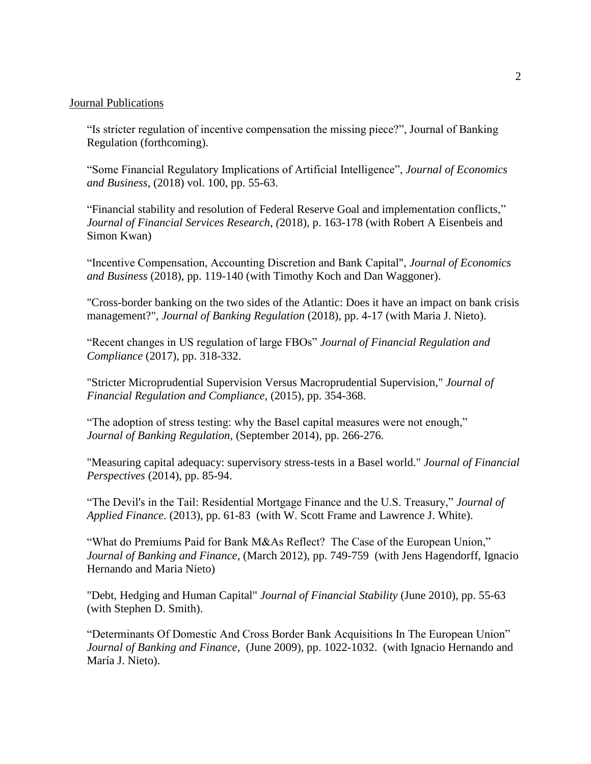Journal Publications

"Is stricter regulation of incentive compensation the missing piece?", Journal of Banking Regulation (forthcoming).

"Some Financial Regulatory Implications of Artificial Intelligence", *Journal of Economics and Business*, (2018) vol. 100, pp. 55-63.

"Financial stability and resolution of Federal Reserve Goal and implementation conflicts," *Journal of Financial Services Research, (*2018), p. 163-178 (with Robert A Eisenbeis and Simon Kwan)

"Incentive Compensation, Accounting Discretion and Bank Capital", *Journal of Economics and Business* (2018), pp. 119-140 (with Timothy Koch and Dan Waggoner).

"Cross-border banking on the two sides of the Atlantic: Does it have an impact on bank crisis management?", *Journal of Banking Regulation* (2018), pp. 4-17 (with Maria J. Nieto).

"Recent changes in US regulation of large FBOs" *Journal of Financial Regulation and Compliance* (2017), pp. 318-332.

"Stricter Microprudential Supervision Versus Macroprudential Supervision," *Journal of Financial Regulation and Compliance*, (2015), pp. 354-368.

"The adoption of stress testing: why the Basel capital measures were not enough," *Journal of Banking Regulation*, (September 2014), pp. 266-276.

"Measuring capital adequacy: supervisory stress-tests in a Basel world." *Journal of Financial Perspectives* (2014), pp. 85-94.

"The Devil's in the Tail: Residential Mortgage Finance and the U.S. Treasury," *Journal of Applied Finance*. (2013), pp. 61-83 (with W. Scott Frame and Lawrence J. White).

"What do Premiums Paid for Bank M&As Reflect? The Case of the European Union," *Journal of Banking and Finance*, (March 2012), pp. 749-759 (with Jens Hagendorff, Ignacio Hernando and Maria Nieto)

"Debt, Hedging and Human Capital" *Journal of Financial Stability* (June 2010), pp. 55-63 (with Stephen D. Smith).

"Determinants Of Domestic And Cross Border Bank Acquisitions In The European Union" *Journal of Banking and Finance*, (June 2009), pp. 1022-1032. (with Ignacio Hernando and María J. Nieto).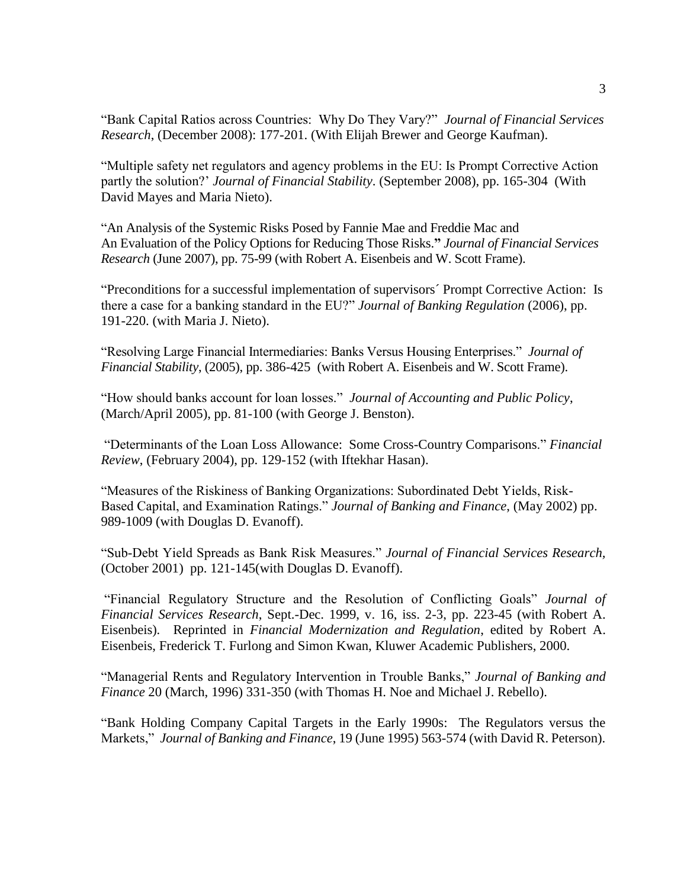"Bank Capital Ratios across Countries: Why Do They Vary?" *Journal of Financial Services Research*, (December 2008): 177-201. (With Elijah Brewer and George Kaufman).

"Multiple safety net regulators and agency problems in the EU: Is Prompt Corrective Action partly the solution?' *Journal of Financial Stability*. (September 2008), pp. 165-304 (With David Mayes and Maria Nieto).

"An Analysis of the Systemic Risks Posed by Fannie Mae and Freddie Mac and An Evaluation of the Policy Options for Reducing Those Risks." *Journal of Financial Services Research* (June 2007), pp. 75-99 (with Robert A. Eisenbeis and W. Scott Frame).

"Preconditions for a successful implementation of supervisors´ Prompt Corrective Action: Is there a case for a banking standard in the EU?" *Journal of Banking Regulation* (2006), pp. 191-220. (with Maria J. Nieto).

"Resolving Large Financial Intermediaries: Banks Versus Housing Enterprises." *Journal of Financial Stability*, (2005), pp. 386-425 (with Robert A. Eisenbeis and W. Scott Frame).

"How should banks account for loan losses." *Journal of Accounting and Public Policy*, (March/April 2005), pp. 81-100 (with George J. Benston).

"Determinants of the Loan Loss Allowance: Some Cross-Country Comparisons." *Financial Review*, (February 2004), pp. 129-152 (with Iftekhar Hasan).

"Measures of the Riskiness of Banking Organizations: Subordinated Debt Yields, Risk-Based Capital, and Examination Ratings." *Journal of Banking and Finance*, (May 2002) pp. 989-1009 (with Douglas D. Evanoff).

"Sub-Debt Yield Spreads as Bank Risk Measures." *Journal of Financial Services Research*, (October 2001) pp. 121-145(with Douglas D. Evanoff).

"Financial Regulatory Structure and the Resolution of Conflicting Goals" *Journal of Financial Services Research*, Sept.-Dec. 1999, v. 16, iss. 2-3, pp. 223-45 (with Robert A. Eisenbeis). Reprinted in *Financial Modernization and Regulation*, edited by Robert A. Eisenbeis, Frederick T. Furlong and Simon Kwan, Kluwer Academic Publishers, 2000.

"Managerial Rents and Regulatory Intervention in Trouble Banks," *Journal of Banking and Finance* 20 (March, 1996) 331-350 (with Thomas H. Noe and Michael J. Rebello).

"Bank Holding Company Capital Targets in the Early 1990s: The Regulators versus the Markets," *Journal of Banking and Finance*, 19 (June 1995) 563-574 (with David R. Peterson).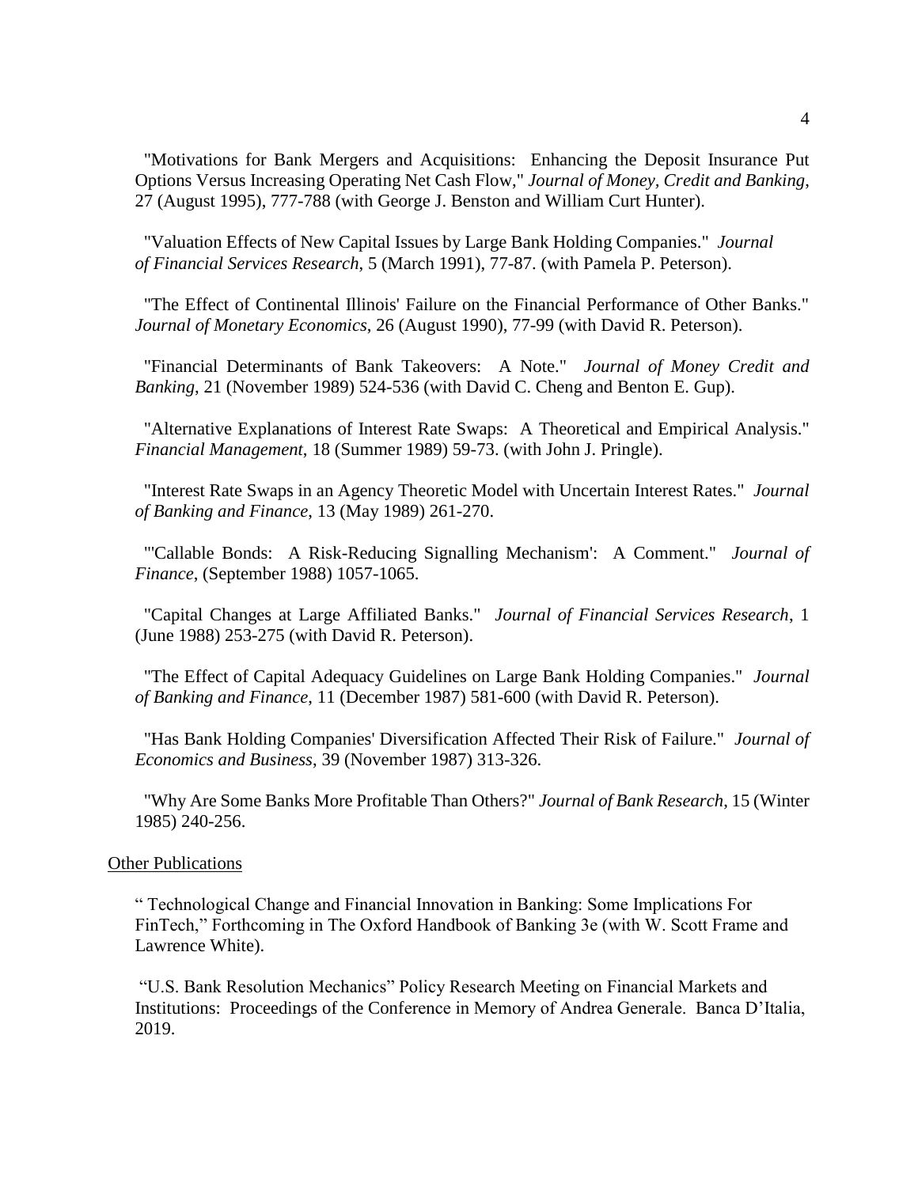"Motivations for Bank Mergers and Acquisitions: Enhancing the Deposit Insurance Put Options Versus Increasing Operating Net Cash Flow," *Journal of Money, Credit and Banking*, 27 (August 1995), 777-788 (with George J. Benston and William Curt Hunter).

"Valuation Effects of New Capital Issues by Large Bank Holding Companies." *Journal of Financial Services Research*, 5 (March 1991), 77-87. (with Pamela P. Peterson).

"The Effect of Continental Illinois' Failure on the Financial Performance of Other Banks." *Journal of Monetary Economics*, 26 (August 1990), 77-99 (with David R. Peterson).

"Financial Determinants of Bank Takeovers: A Note." *Journal of Money Credit and Banking*, 21 (November 1989) 524-536 (with David C. Cheng and Benton E. Gup).

"Alternative Explanations of Interest Rate Swaps: A Theoretical and Empirical Analysis." *Financial Management*, 18 (Summer 1989) 59-73. (with John J. Pringle).

"Interest Rate Swaps in an Agency Theoretic Model with Uncertain Interest Rates." *Journal of Banking and Finance*, 13 (May 1989) 261-270.

"'Callable Bonds: A Risk-Reducing Signalling Mechanism': A Comment." *Journal of Finance*, (September 1988) 1057-1065.

"Capital Changes at Large Affiliated Banks." *Journal of Financial Services Research*, 1 (June 1988) 253-275 (with David R. Peterson).

"The Effect of Capital Adequacy Guidelines on Large Bank Holding Companies." *Journal of Banking and Finance*, 11 (December 1987) 581-600 (with David R. Peterson).

"Has Bank Holding Companies' Diversification Affected Their Risk of Failure." *Journal of Economics and Business*, 39 (November 1987) 313-326.

"Why Are Some Banks More Profitable Than Others?" *Journal of Bank Research*, 15 (Winter 1985) 240-256.

Other Publications

" Technological Change and Financial Innovation in Banking: Some Implications For FinTech," Forthcoming in The Oxford Handbook of Banking 3e (with W. Scott Frame and Lawrence White).

"U.S. Bank Resolution Mechanics" Policy Research Meeting on Financial Markets and Institutions: Proceedings of the Conference in Memory of Andrea Generale. Banca D'Italia, 2019.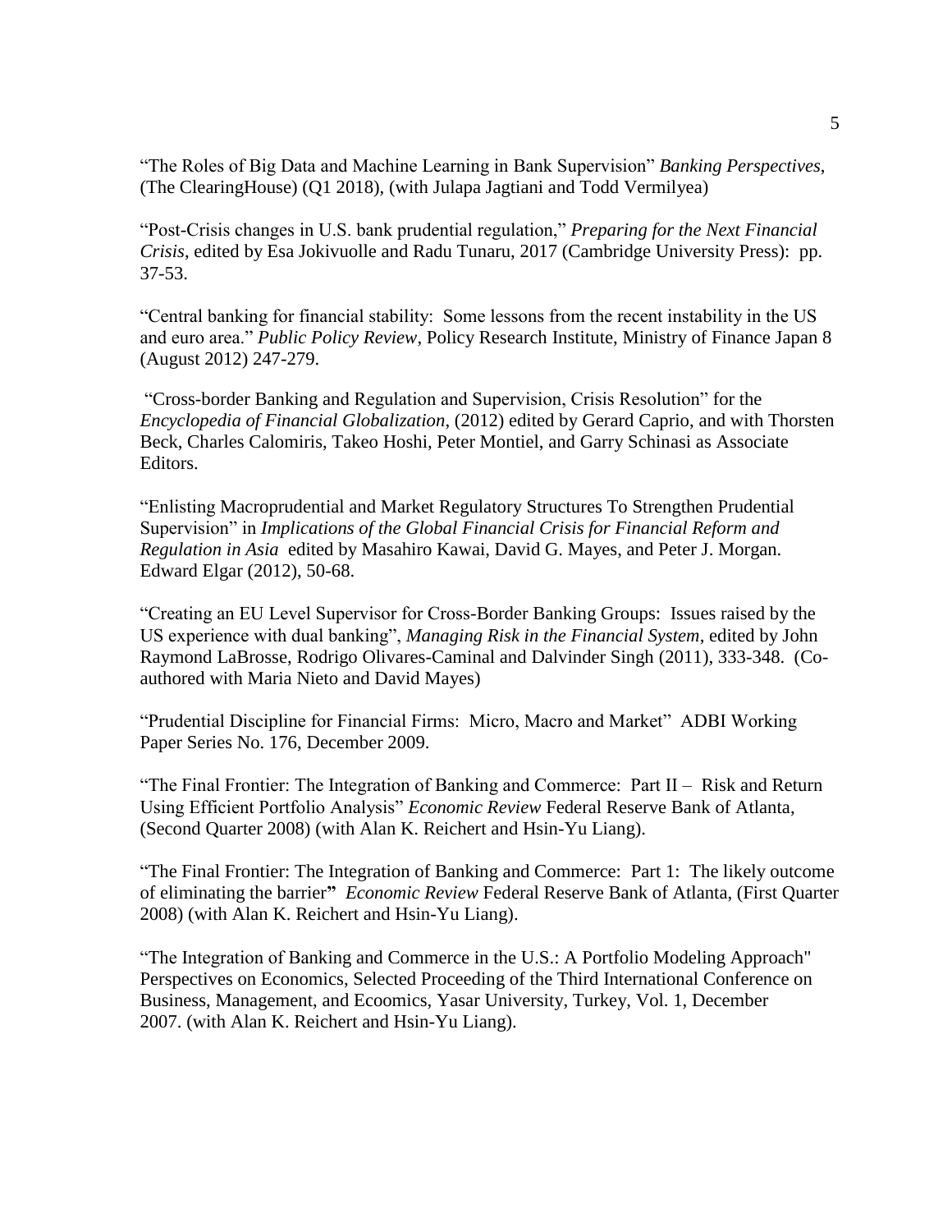"The Roles of Big Data and Machine Learning in Bank Supervision" *Banking Perspectives*, (The ClearingHouse) (Q1 2018), (with Julapa Jagtiani and Todd Vermilyea)

"Post-Crisis changes in U.S. bank prudential regulation," *Preparing for the Next Financial Crisis*, edited by Esa Jokivuolle and Radu Tunaru, 2017 (Cambridge University Press): pp. 37-53.

"Central banking for financial stability: Some lessons from the recent instability in the US and euro area." *Public Policy Review*, Policy Research Institute, Ministry of Finance Japan 8 (August 2012) 247-279.

"Cross-border Banking and Regulation and Supervision, Crisis Resolution" for the *Encyclopedia of Financial Globalization*, (2012) edited by Gerard Caprio, and with Thorsten Beck, Charles Calomiris, Takeo Hoshi, Peter Montiel, and Garry Schinasi as Associate Editors.

"Enlisting Macroprudential and Market Regulatory Structures To Strengthen Prudential Supervision" in *Implications of the Global Financial Crisis for Financial Reform and Regulation in Asia* edited by Masahiro Kawai, David G. Mayes, and Peter J. Morgan. Edward Elgar (2012), 50-68.

"Creating an EU Level Supervisor for Cross-Border Banking Groups: Issues raised by the US experience with dual banking", *Managing Risk in the Financial System*, edited by John Raymond LaBrosse, Rodrigo Olivares-Caminal and Dalvinder Singh (2011), 333-348. (Co-authored with Maria Nieto and David Mayes)

"Prudential Discipline for Financial Firms: Micro, Macro and Market" ADBI Working Paper Series No. 176, December 2009.

"The Final Frontier: The Integration of Banking and Commerce: Part II – Risk and Return Using Efficient Portfolio Analysis" *Economic Review* Federal Reserve Bank of Atlanta, (Second Quarter 2008) (with Alan K. Reichert and Hsin-Yu Liang).

"The Final Frontier: The Integration of Banking and Commerce: Part 1: The likely outcome of eliminating the barrier**"** *Economic Review* Federal Reserve Bank of Atlanta, (First Quarter 2008) (with Alan K. Reichert and Hsin-Yu Liang).

"The Integration of Banking and Commerce in the U.S.: A Portfolio Modeling Approach" Perspectives on Economics, Selected Proceeding of the Third International Conference on Business, Management, and Ecoomics, Yasar University, Turkey, Vol. 1, December 2007. (with Alan K. Reichert and Hsin-Yu Liang).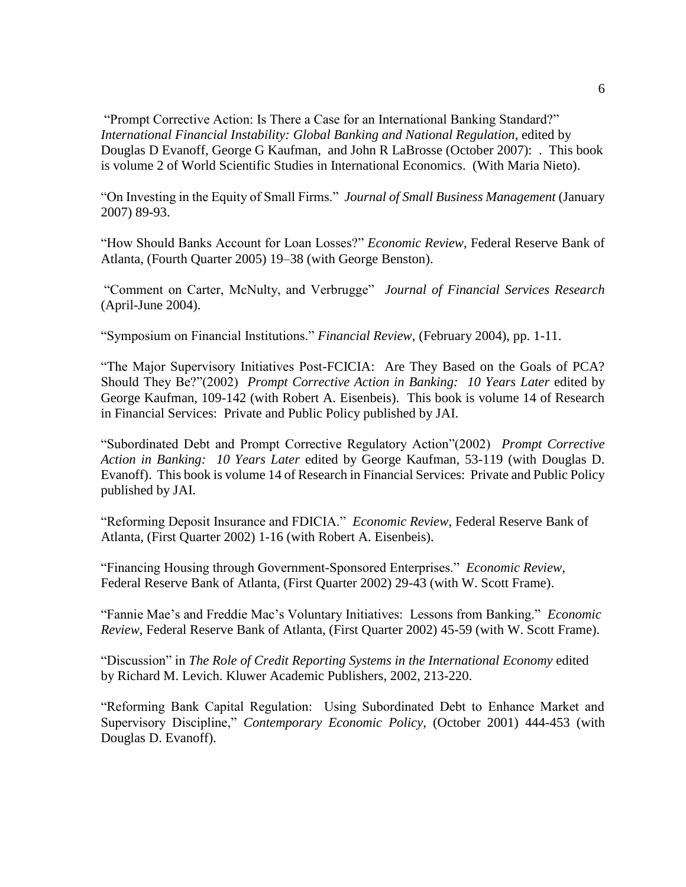"Prompt Corrective Action: Is There a Case for an International Banking Standard?" *International Financial Instability: Global Banking and National Regulation*, edited by Douglas D Evanoff, George G Kaufman, and John R LaBrosse (October 2007): . This book is volume 2 of World Scientific Studies in International Economics. (With Maria Nieto).

"On Investing in the Equity of Small Firms." *Journal of Small Business Management* (January 2007) 89-93.

"How Should Banks Account for Loan Losses?" *Economic Review*, Federal Reserve Bank of Atlanta, (Fourth Quarter 2005) 19–38 (with George Benston).

"Comment on Carter, McNulty, and Verbrugge" *Journal of Financial Services Research* (April-June 2004).

"Symposium on Financial Institutions." *Financial Review*, (February 2004), pp. 1-11.

"The Major Supervisory Initiatives Post-FCICIA: Are They Based on the Goals of PCA? Should They Be?"(2002) *Prompt Corrective Action in Banking: 10 Years Later* edited by George Kaufman, 109-142 (with Robert A. Eisenbeis). This book is volume 14 of Research in Financial Services: Private and Public Policy published by JAI.

"Subordinated Debt and Prompt Corrective Regulatory Action"(2002) *Prompt Corrective Action in Banking: 10 Years Later* edited by George Kaufman, 53-119 (with Douglas D. Evanoff). This book is volume 14 of Research in Financial Services: Private and Public Policy published by JAI.

"Reforming Deposit Insurance and FDICIA." *Economic Review*, Federal Reserve Bank of Atlanta, (First Quarter 2002) 1-16 (with Robert A. Eisenbeis).

"Financing Housing through Government-Sponsored Enterprises." *Economic Review*, Federal Reserve Bank of Atlanta, (First Quarter 2002) 29-43 (with W. Scott Frame).

"Fannie Mae's and Freddie Mac's Voluntary Initiatives: Lessons from Banking." *Economic Review*, Federal Reserve Bank of Atlanta, (First Quarter 2002) 45-59 (with W. Scott Frame).

"Discussion" in *The Role of Credit Reporting Systems in the International Economy* edited by Richard M. Levich. Kluwer Academic Publishers, 2002, 213-220.

"Reforming Bank Capital Regulation: Using Subordinated Debt to Enhance Market and Supervisory Discipline," *Contemporary Economic Policy*, (October 2001) 444-453 (with Douglas D. Evanoff).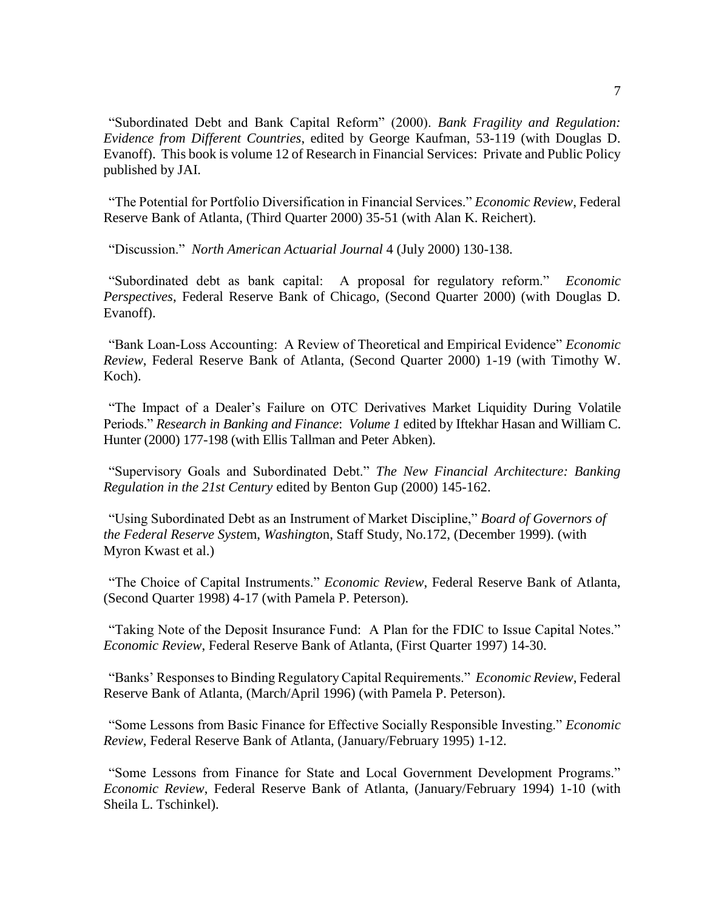"Subordinated Debt and Bank Capital Reform" (2000). *Bank Fragility and Regulation: Evidence from Different Countries*, edited by George Kaufman, 53-119 (with Douglas D. Evanoff). This book is volume 12 of Research in Financial Services: Private and Public Policy published by JAI.

"The Potential for Portfolio Diversification in Financial Services." *Economic Review*, Federal Reserve Bank of Atlanta, (Third Quarter 2000) 35-51 (with Alan K. Reichert).

"Discussion." *North American Actuarial Journal* 4 (July 2000) 130-138.

"Subordinated debt as bank capital: A proposal for regulatory reform." *Economic Perspectives*, Federal Reserve Bank of Chicago, (Second Quarter 2000) (with Douglas D. Evanoff).

"Bank Loan-Loss Accounting: A Review of Theoretical and Empirical Evidence" *Economic Review*, Federal Reserve Bank of Atlanta, (Second Quarter 2000) 1-19 (with Timothy W. Koch).

"The Impact of a Dealer's Failure on OTC Derivatives Market Liquidity During Volatile Periods." *Research in Banking and Finance*: *Volume 1* edited by Iftekhar Hasan and William C. Hunter (2000) 177-198 (with Ellis Tallman and Peter Abken).

"Supervisory Goals and Subordinated Debt." *The New Financial Architecture: Banking Regulation in the 21st Century* edited by Benton Gup (2000) 145-162.

"Using Subordinated Debt as an Instrument of Market Discipline," *Board of Governors of the Federal Reserve System*, *Washington*, Staff Study, No.172, (December 1999). (with Myron Kwast et al.)

"The Choice of Capital Instruments." *Economic Review*, Federal Reserve Bank of Atlanta, (Second Quarter 1998) 4-17 (with Pamela P. Peterson).

"Taking Note of the Deposit Insurance Fund: A Plan for the FDIC to Issue Capital Notes." *Economic Review*, Federal Reserve Bank of Atlanta, (First Quarter 1997) 14-30.

"Banks' Responses to Binding Regulatory Capital Requirements." *Economic Review*, Federal Reserve Bank of Atlanta, (March/April 1996) (with Pamela P. Peterson).

"Some Lessons from Basic Finance for Effective Socially Responsible Investing." *Economic Review*, Federal Reserve Bank of Atlanta, (January/February 1995) 1-12.

"Some Lessons from Finance for State and Local Government Development Programs." *Economic Review*, Federal Reserve Bank of Atlanta, (January/February 1994) 1-10 (with Sheila L. Tschinkel).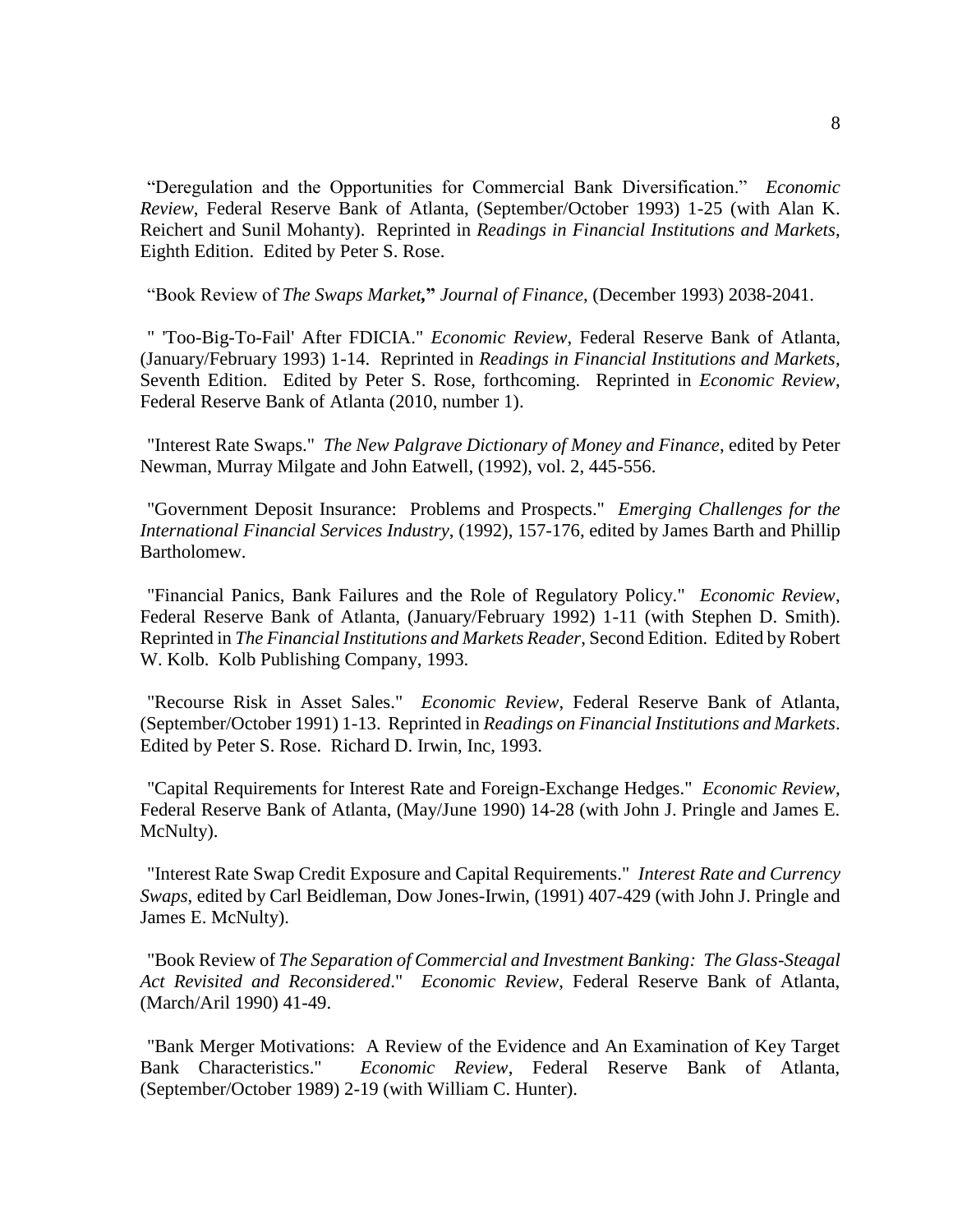"Deregulation and the Opportunities for Commercial Bank Diversification." *Economic Review*, Federal Reserve Bank of Atlanta, (September/October 1993) 1-25 (with Alan K. Reichert and Sunil Mohanty). Reprinted in *Readings in Financial Institutions and Markets*, Eighth Edition. Edited by Peter S. Rose.

"Book Review of *The Swaps Market*," *Journal of Finance*, (December 1993) 2038-2041.

" 'Too-Big-To-Fail' After FDICIA." *Economic Review*, Federal Reserve Bank of Atlanta, (January/February 1993) 1-14. Reprinted in *Readings in Financial Institutions and Markets*, Seventh Edition. Edited by Peter S. Rose, forthcoming. Reprinted in *Economic Review*, Federal Reserve Bank of Atlanta (2010, number 1).

"Interest Rate Swaps." *The New Palgrave Dictionary of Money and Finance*, edited by Peter Newman, Murray Milgate and John Eatwell, (1992), vol. 2, 445-556.

"Government Deposit Insurance: Problems and Prospects." *Emerging Challenges for the International Financial Services Industry*, (1992), 157-176, edited by James Barth and Phillip Bartholomew.

"Financial Panics, Bank Failures and the Role of Regulatory Policy." *Economic Review*, Federal Reserve Bank of Atlanta, (January/February 1992) 1-11 (with Stephen D. Smith). Reprinted in *The Financial Institutions and Markets Reader*, Second Edition. Edited by Robert W. Kolb. Kolb Publishing Company, 1993.

"Recourse Risk in Asset Sales." *Economic Review*, Federal Reserve Bank of Atlanta, (September/October 1991) 1-13. Reprinted in *Readings on Financial Institutions and Markets*. Edited by Peter S. Rose. Richard D. Irwin, Inc, 1993.

"Capital Requirements for Interest Rate and Foreign-Exchange Hedges." *Economic Review*, Federal Reserve Bank of Atlanta, (May/June 1990) 14-28 (with John J. Pringle and James E. McNulty).

"Interest Rate Swap Credit Exposure and Capital Requirements." *Interest Rate and Currency Swaps*, edited by Carl Beidleman, Dow Jones-Irwin, (1991) 407-429 (with John J. Pringle and James E. McNulty).

"Book Review of *The Separation of Commercial and Investment Banking: The Glass-Steagal Act Revisited and Reconsidered*." *Economic Review*, Federal Reserve Bank of Atlanta, (March/Aril 1990) 41-49.

"Bank Merger Motivations: A Review of the Evidence and An Examination of Key Target Bank Characteristics." *Economic Review*, Federal Reserve Bank of Atlanta, (September/October 1989) 2-19 (with William C. Hunter).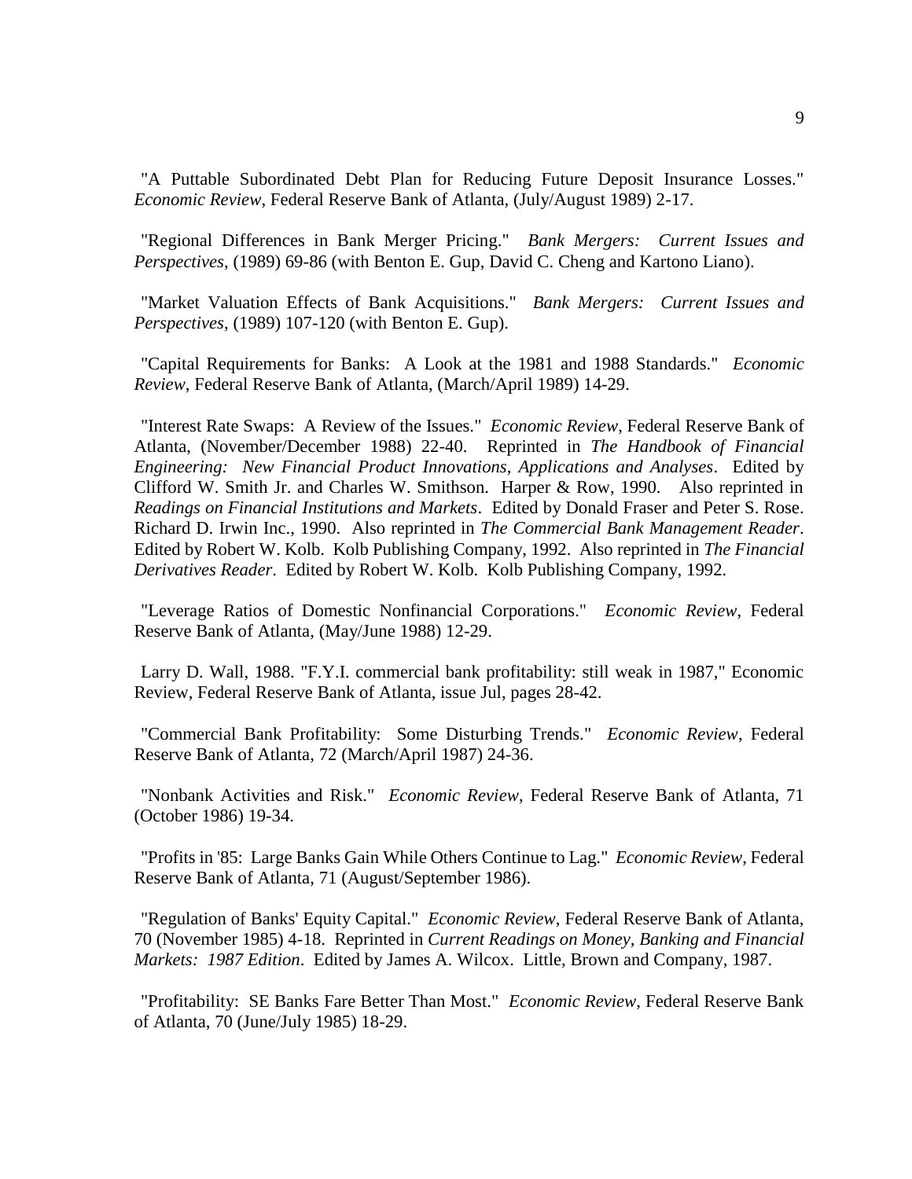"A Puttable Subordinated Debt Plan for Reducing Future Deposit Insurance Losses." *Economic Review*, Federal Reserve Bank of Atlanta, (July/August 1989) 2-17.

"Regional Differences in Bank Merger Pricing." *Bank Mergers: Current Issues and Perspectives*, (1989) 69-86 (with Benton E. Gup, David C. Cheng and Kartono Liano).

"Market Valuation Effects of Bank Acquisitions." *Bank Mergers: Current Issues and Perspectives*, (1989) 107-120 (with Benton E. Gup).

"Capital Requirements for Banks: A Look at the 1981 and 1988 Standards." *Economic Review*, Federal Reserve Bank of Atlanta, (March/April 1989) 14-29.

"Interest Rate Swaps: A Review of the Issues." *Economic Review*, Federal Reserve Bank of Atlanta, (November/December 1988) 22-40. Reprinted in *The Handbook of Financial Engineering: New Financial Product Innovations, Applications and Analyses*. Edited by Clifford W. Smith Jr. and Charles W. Smithson. Harper & Row, 1990. Also reprinted in *Readings on Financial Institutions and Markets*. Edited by Donald Fraser and Peter S. Rose. Richard D. Irwin Inc., 1990. Also reprinted in *The Commercial Bank Management Reader*. Edited by Robert W. Kolb. Kolb Publishing Company, 1992. Also reprinted in *The Financial Derivatives Reader*. Edited by Robert W. Kolb. Kolb Publishing Company, 1992.

"Leverage Ratios of Domestic Nonfinancial Corporations." *Economic Review*, Federal Reserve Bank of Atlanta, (May/June 1988) 12-29.

Larry D. Wall, 1988. "F.Y.I. commercial bank profitability: still weak in 1987," Economic Review, Federal Reserve Bank of Atlanta, issue Jul, pages 28-42.

"Commercial Bank Profitability: Some Disturbing Trends." *Economic Review*, Federal Reserve Bank of Atlanta, 72 (March/April 1987) 24-36.

"Nonbank Activities and Risk." *Economic Review*, Federal Reserve Bank of Atlanta, 71 (October 1986) 19-34.

"Profits in '85: Large Banks Gain While Others Continue to Lag." *Economic Review*, Federal Reserve Bank of Atlanta, 71 (August/September 1986).

"Regulation of Banks' Equity Capital." *Economic Review*, Federal Reserve Bank of Atlanta, 70 (November 1985) 4-18. Reprinted in *Current Readings on Money, Banking and Financial Markets: 1987 Edition*. Edited by James A. Wilcox. Little, Brown and Company, 1987.

"Profitability: SE Banks Fare Better Than Most." *Economic Review*, Federal Reserve Bank of Atlanta, 70 (June/July 1985) 18-29.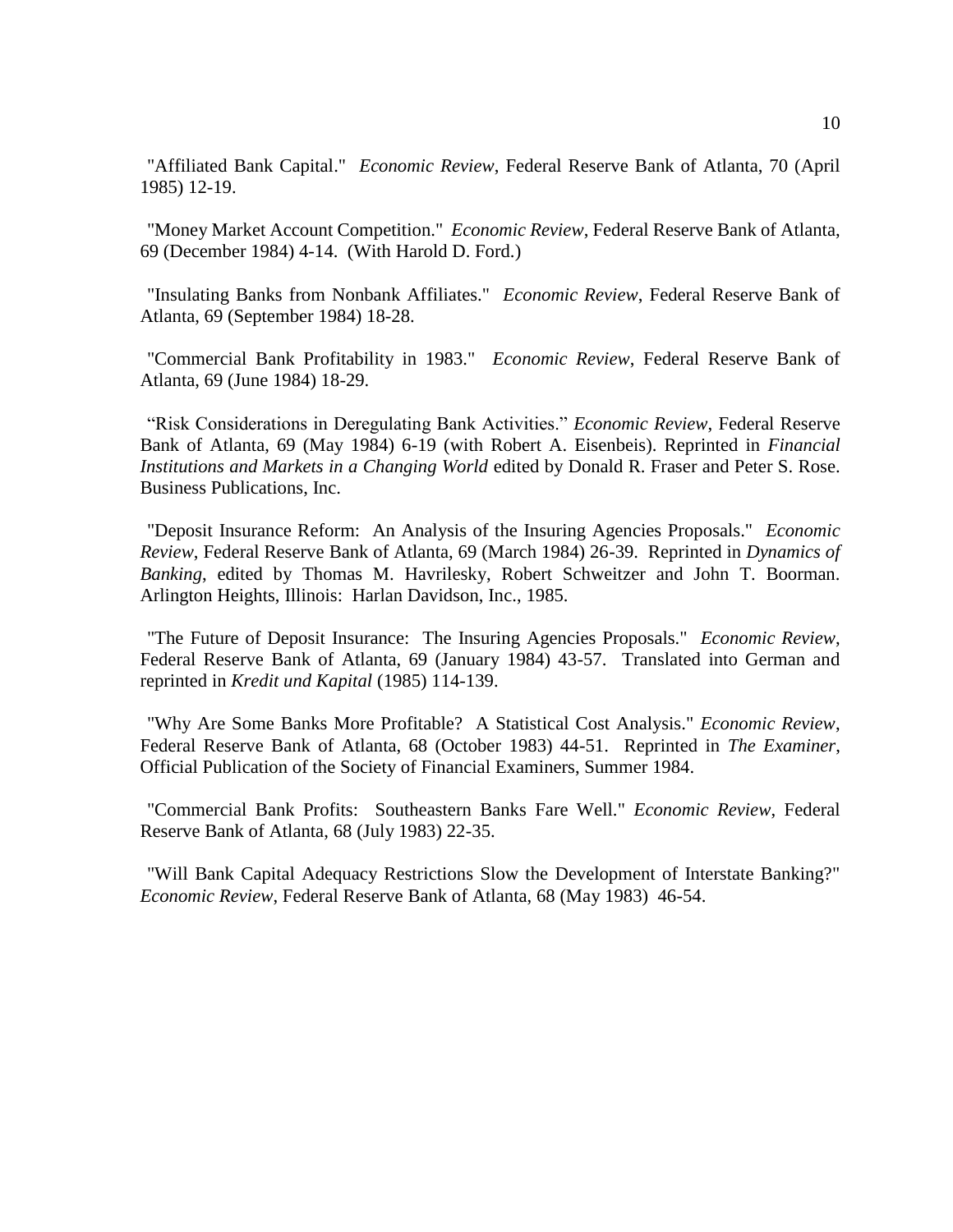"Affiliated Bank Capital." *Economic Review*, Federal Reserve Bank of Atlanta, 70 (April 1985) 12-19.

"Money Market Account Competition." *Economic Review*, Federal Reserve Bank of Atlanta, 69 (December 1984) 4-14. (With Harold D. Ford.)

"Insulating Banks from Nonbank Affiliates." *Economic Review*, Federal Reserve Bank of Atlanta, 69 (September 1984) 18-28.

"Commercial Bank Profitability in 1983." *Economic Review*, Federal Reserve Bank of Atlanta, 69 (June 1984) 18-29.

"Risk Considerations in Deregulating Bank Activities." *Economic Review*, Federal Reserve Bank of Atlanta, 69 (May 1984) 6-19 (with Robert A. Eisenbeis). Reprinted in *Financial Institutions and Markets in a Changing World* edited by Donald R. Fraser and Peter S. Rose. Business Publications, Inc.

"Deposit Insurance Reform: An Analysis of the Insuring Agencies Proposals." *Economic Review*, Federal Reserve Bank of Atlanta, 69 (March 1984) 26-39. Reprinted in *Dynamics of Banking*, edited by Thomas M. Havrilesky, Robert Schweitzer and John T. Boorman. Arlington Heights, Illinois: Harlan Davidson, Inc., 1985.

"The Future of Deposit Insurance: The Insuring Agencies Proposals." *Economic Review*, Federal Reserve Bank of Atlanta, 69 (January 1984) 43-57. Translated into German and reprinted in *Kredit und Kapital* (1985) 114-139.

"Why Are Some Banks More Profitable? A Statistical Cost Analysis." *Economic Review*, Federal Reserve Bank of Atlanta, 68 (October 1983) 44-51. Reprinted in *The Examiner*, Official Publication of the Society of Financial Examiners, Summer 1984.

"Commercial Bank Profits: Southeastern Banks Fare Well." *Economic Review*, Federal Reserve Bank of Atlanta, 68 (July 1983) 22-35.

"Will Bank Capital Adequacy Restrictions Slow the Development of Interstate Banking?" *Economic Review*, Federal Reserve Bank of Atlanta, 68 (May 1983) 46-54.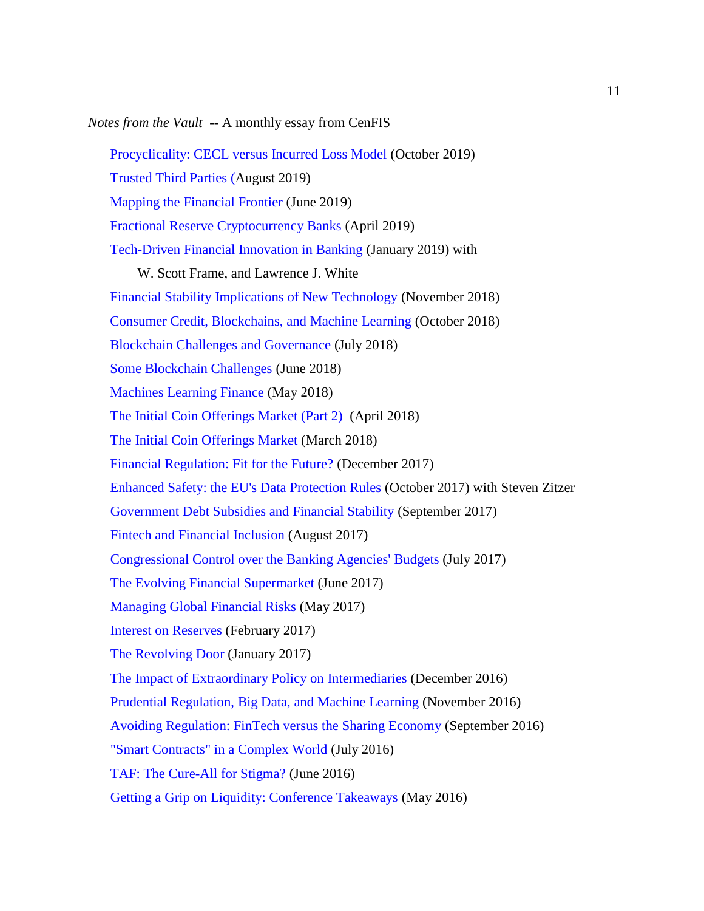*Notes from the Vault* -- A monthly essay from CenFIS

- Procyclicality: CECL versus Incurred Loss Model (October 2019)
- Trusted Third Parties (August 2019)
- Mapping the Financial Frontier (June 2019)
- Fractional Reserve Cryptocurrency Banks (April 2019)
- Tech-Driven Financial Innovation in Banking (January 2019) with W. Scott Frame, and Lawrence J. White
- Financial Stability Implications of New Technology (November 2018)
- Consumer Credit, Blockchains, and Machine Learning (October 2018)
- Blockchain Challenges and Governance (July 2018)
- Some Blockchain Challenges (June 2018)
- Machines Learning Finance (May 2018)
- The Initial Coin Offerings Market (Part 2) (April 2018)
- The Initial Coin Offerings Market (March 2018)
- Financial Regulation: Fit for the Future? (December 2017)
- Enhanced Safety: the EU's Data Protection Rules (October 2017) with Steven Zitzer
- Government Debt Subsidies and Financial Stability (September 2017)
- Fintech and Financial Inclusion (August 2017)
- Congressional Control over the Banking Agencies' Budgets (July 2017)
- The Evolving Financial Supermarket (June 2017)
- Managing Global Financial Risks (May 2017)
- Interest on Reserves (February 2017)
- The Revolving Door (January 2017)
- The Impact of Extraordinary Policy on Intermediaries (December 2016)
- Prudential Regulation, Big Data, and Machine Learning (November 2016)
- Avoiding Regulation: FinTech versus the Sharing Economy (September 2016)
- "Smart Contracts" in a Complex World (July 2016)
- TAF: The Cure-All for Stigma? (June 2016)
- Getting a Grip on Liquidity: Conference Takeaways (May 2016)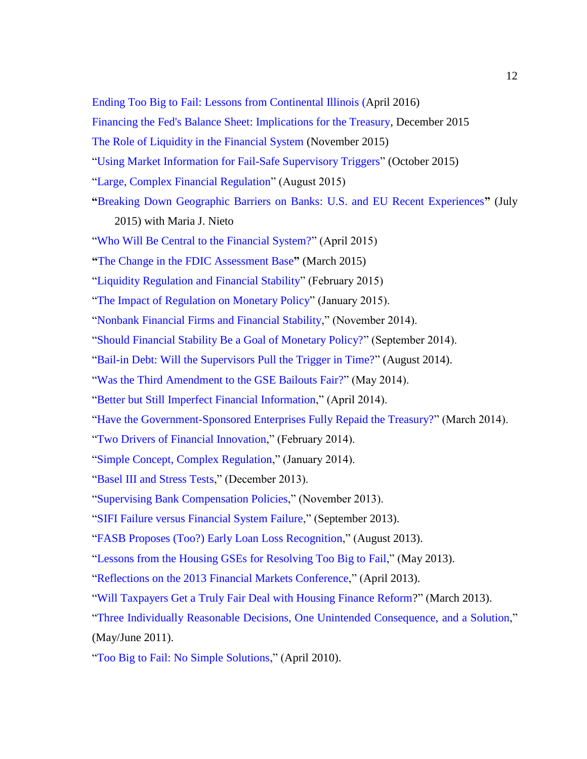Ending Too Big to Fail: Lessons from Continental Illinois (April 2016)

Financing the Fed's Balance Sheet: Implications for the Treasury, December 2015

The Role of Liquidity in the Financial System (November 2015)

"Using Market Information for Fail-Safe Supervisory Triggers" (October 2015)

"Large, Complex Financial Regulation" (August 2015)

"Breaking Down Geographic Barriers on Banks: U.S. and EU Recent Experiences" (July 2015) with Maria J. Nieto

"Who Will Be Central to the Financial System?" (April 2015)

"The Change in the FDIC Assessment Base" (March 2015)

"Liquidity Regulation and Financial Stability" (February 2015)

"The Impact of Regulation on Monetary Policy" (January 2015).

"Nonbank Financial Firms and Financial Stability," (November 2014).

"Should Financial Stability Be a Goal of Monetary Policy?" (September 2014).

"Bail-in Debt: Will the Supervisors Pull the Trigger in Time?" (August 2014).

"Was the Third Amendment to the GSE Bailouts Fair?" (May 2014).

"Better but Still Imperfect Financial Information," (April 2014).

"Have the Government-Sponsored Enterprises Fully Repaid the Treasury?" (March 2014).

"Two Drivers of Financial Innovation," (February 2014).

"Simple Concept, Complex Regulation," (January 2014).

"Basel III and Stress Tests," (December 2013).

"Supervising Bank Compensation Policies," (November 2013).

"SIFI Failure versus Financial System Failure," (September 2013).

"FASB Proposes (Too?) Early Loan Loss Recognition," (August 2013).

"Lessons from the Housing GSEs for Resolving Too Big to Fail," (May 2013).

"Reflections on the 2013 Financial Markets Conference," (April 2013).

"Will Taxpayers Get a Truly Fair Deal with Housing Finance Reform?" (March 2013).

"Three Individually Reasonable Decisions, One Unintended Consequence, and a Solution," (May/June 2011).

"Too Big to Fail: No Simple Solutions," (April 2010).